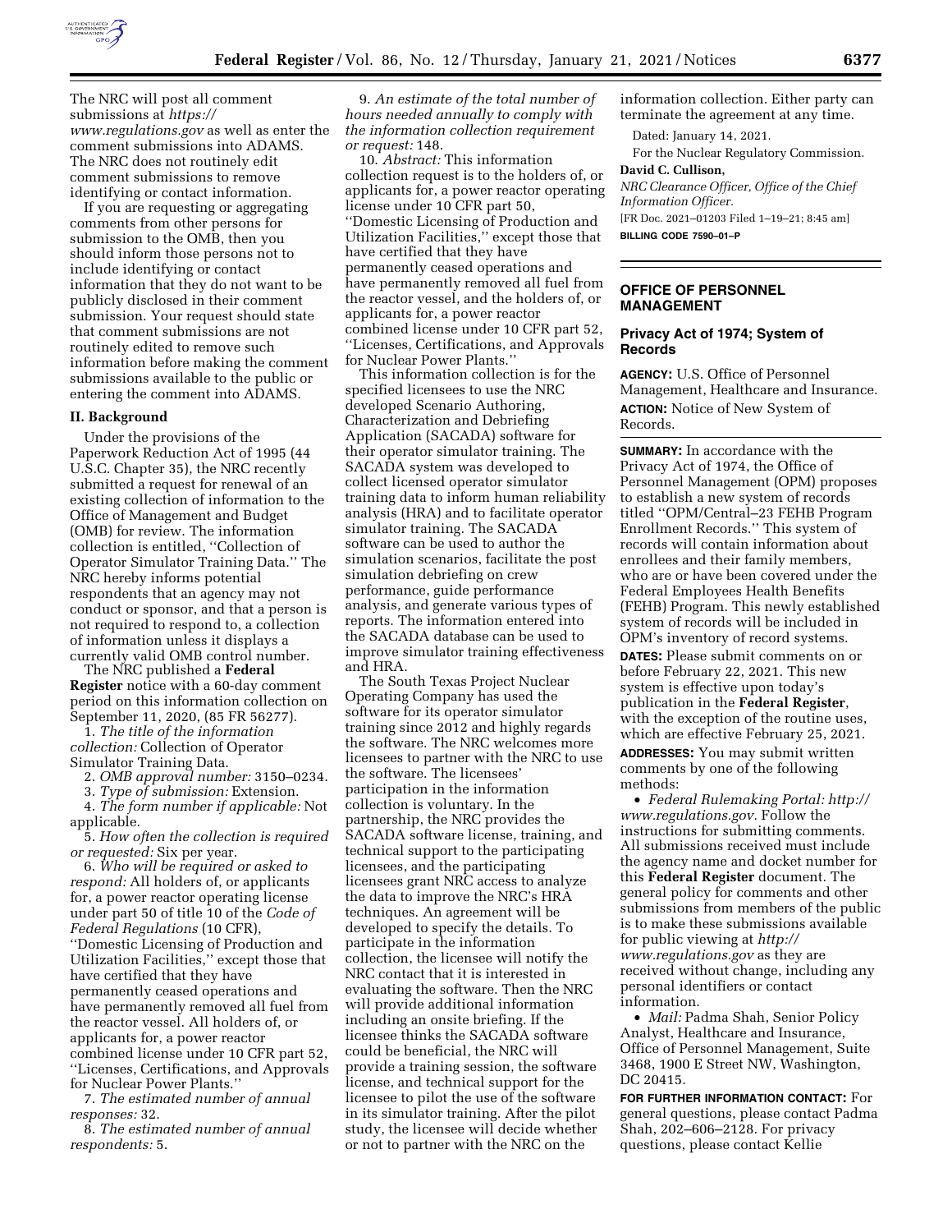The NRC will post all comment submissions at *https://www.regulations.gov* as well as enter the comment submissions into ADAMS. The NRC does not routinely edit comment submissions to remove identifying or contact information.

If you are requesting or aggregating comments from other persons for submission to the OMB, then you should inform those persons not to include identifying or contact information that they do not want to be publicly disclosed in their comment submission. Your request should state that comment submissions are not routinely edited to remove such information before making the comment submissions available to the public or entering the comment into ADAMS.

## II. Background

Under the provisions of the Paperwork Reduction Act of 1995 (44 U.S.C. Chapter 35), the NRC recently submitted a request for renewal of an existing collection of information to the Office of Management and Budget (OMB) for review. The information collection is entitled, "Collection of Operator Simulator Training Data." The NRC hereby informs potential respondents that an agency may not conduct or sponsor, and that a person is not required to respond to, a collection of information unless it displays a currently valid OMB control number.

The NRC published a **Federal Register** notice with a 60-day comment period on this information collection on September 11, 2020, (85 FR 56277).

1. *The title of the information collection:* Collection of Operator Simulator Training Data.

2. *OMB approval number:* 3150–0234.

3. *Type of submission:* Extension.

4. *The form number if applicable:* Not applicable.

5. *How often the collection is required or requested:* Six per year.

6. *Who will be required or asked to respond:* All holders of, or applicants for, a power reactor operating license under part 50 of title 10 of the *Code of Federal Regulations* (10 CFR), "Domestic Licensing of Production and Utilization Facilities," except those that have certified that they have permanently ceased operations and have permanently removed all fuel from the reactor vessel. All holders of, or applicants for, a power reactor combined license under 10 CFR part 52, "Licenses, Certifications, and Approvals for Nuclear Power Plants."

7. *The estimated number of annual responses:* 32.

8. *The estimated number of annual respondents:* 5.

9. *An estimate of the total number of hours needed annually to comply with the information collection requirement or request:* 148.

10. *Abstract:* This information collection request is to the holders of, or applicants for, a power reactor operating license under 10 CFR part 50, "Domestic Licensing of Production and Utilization Facilities," except those that have certified that they have permanently ceased operations and have permanently removed all fuel from the reactor vessel, and the holders of, or applicants for, a power reactor combined license under 10 CFR part 52, "Licenses, Certifications, and Approvals for Nuclear Power Plants."

This information collection is for the specified licensees to use the NRC developed Scenario Authoring, Characterization and Debriefing Application (SACADA) software for their operator simulator training. The SACADA system was developed to collect licensed operator simulator training data to inform human reliability analysis (HRA) and to facilitate operator simulator training. The SACADA software can be used to author the simulation scenarios, facilitate the post simulation debriefing on crew performance, guide performance analysis, and generate various types of reports. The information entered into the SACADA database can be used to improve simulator training effectiveness and HRA.

The South Texas Project Nuclear Operating Company has used the software for its operator simulator training since 2012 and highly regards the software. The NRC welcomes more licensees to partner with the NRC to use the software. The licensees' participation in the information collection is voluntary. In the partnership, the NRC provides the SACADA software license, training, and technical support to the participating licensees, and the participating licensees grant NRC access to analyze the data to improve the NRC's HRA techniques. An agreement will be developed to specify the details. To participate in the information collection, the licensee will notify the NRC contact that it is interested in evaluating the software. Then the NRC will provide additional information including an onsite briefing. If the licensee thinks the SACADA software could be beneficial, the NRC will provide a training session, the software license, and technical support for the licensee to pilot the use of the software in its simulator training. After the pilot study, the licensee will decide whether or not to partner with the NRC on the information collection. Either party can terminate the agreement at any time.

Dated: January 14, 2021.

For the Nuclear Regulatory Commission.

**David C. Cullison,**

*NRC Clearance Officer, Office of the Chief Information Officer.*

[FR Doc. 2021–01203 Filed 1–19–21; 8:45 am]

**BILLING CODE 7590–01–P**

---

## OFFICE OF PERSONNEL MANAGEMENT

### Privacy Act of 1974; System of Records

**AGENCY:** U.S. Office of Personnel Management, Healthcare and Insurance.

**ACTION:** Notice of New System of Records.

**SUMMARY:** In accordance with the Privacy Act of 1974, the Office of Personnel Management (OPM) proposes to establish a new system of records titled "OPM/Central–23 FEHB Program Enrollment Records." This system of records will contain information about enrollees and their family members, who are or have been covered under the Federal Employees Health Benefits (FEHB) Program. This newly established system of records will be included in OPM's inventory of record systems.

**DATES:** Please submit comments on or before February 22, 2021. This new system is effective upon today's publication in the **Federal Register**, with the exception of the routine uses, which are effective February 25, 2021.

**ADDRESSES:** You may submit written comments by one of the following methods:

- *Federal Rulemaking Portal: http://www.regulations.gov.* Follow the instructions for submitting comments. All submissions received must include the agency name and docket number for this **Federal Register** document. The general policy for comments and other submissions from members of the public is to make these submissions available for public viewing at *http://www.regulations.gov* as they are received without change, including any personal identifiers or contact information.
- *Mail:* Padma Shah, Senior Policy Analyst, Healthcare and Insurance, Office of Personnel Management, Suite 3468, 1900 E Street NW, Washington, DC 20415.

**FOR FURTHER INFORMATION CONTACT:** For general questions, please contact Padma Shah, 202–606–2128. For privacy questions, please contact Kellie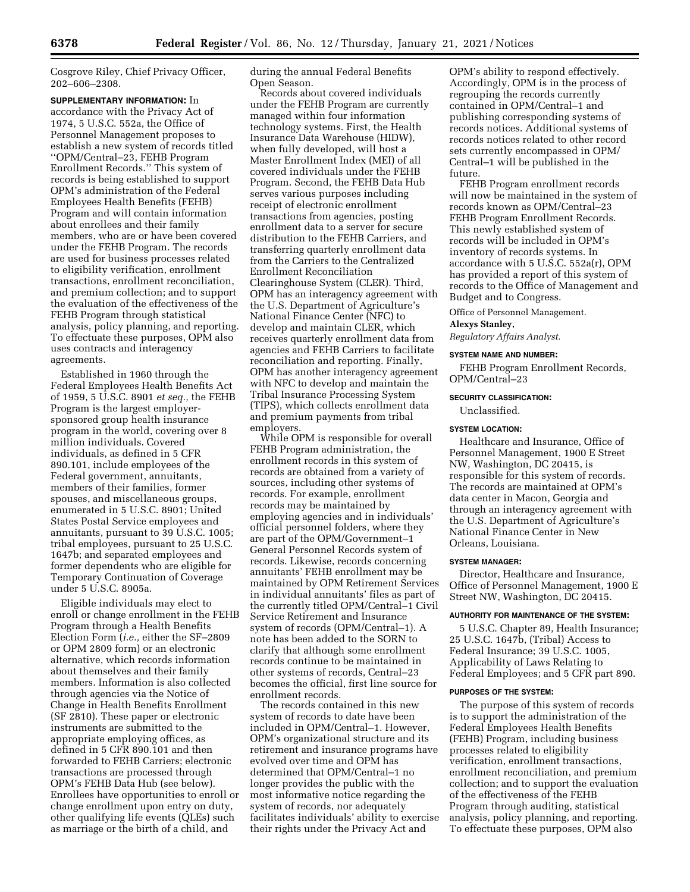Cosgrove Riley, Chief Privacy Officer, 202–606–2308.

**SUPPLEMENTARY INFORMATION:** In accordance with the Privacy Act of 1974, 5 U.S.C. 552a, the Office of Personnel Management proposes to establish a new system of records titled ''OPM/Central–23, FEHB Program Enrollment Records.'' This system of records is being established to support OPM's administration of the Federal Employees Health Benefits (FEHB) Program and will contain information about enrollees and their family members, who are or have been covered under the FEHB Program. The records are used for business processes related to eligibility verification, enrollment transactions, enrollment reconciliation, and premium collection; and to support the evaluation of the effectiveness of the FEHB Program through statistical analysis, policy planning, and reporting. To effectuate these purposes, OPM also uses contracts and interagency agreements.

Established in 1960 through the Federal Employees Health Benefits Act of 1959, 5 U.S.C. 8901 *et seq.,* the FEHB Program is the largest employer-sponsored group health insurance program in the world, covering over 8 million individuals. Covered individuals, as defined in 5 CFR 890.101, include employees of the Federal government, annuitants, members of their families, former spouses, and miscellaneous groups, enumerated in 5 U.S.C. 8901; United States Postal Service employees and annuitants, pursuant to 39 U.S.C. 1005; tribal employees, pursuant to 25 U.S.C. 1647b; and separated employees and former dependents who are eligible for Temporary Continuation of Coverage under 5 U.S.C. 8905a.

Eligible individuals may elect to enroll or change enrollment in the FEHB Program through a Health Benefits Election Form (*i.e.,* either the SF–2809 or OPM 2809 form) or an electronic alternative, which records information about themselves and their family members. Information is also collected through agencies via the Notice of Change in Health Benefits Enrollment (SF 2810). These paper or electronic instruments are submitted to the appropriate employing offices, as defined in 5 CFR 890.101 and then forwarded to FEHB Carriers; electronic transactions are processed through OPM's FEHB Data Hub (see below). Enrollees have opportunities to enroll or change enrollment upon entry on duty, other qualifying life events (QLEs) such as marriage or the birth of a child, and during the annual Federal Benefits Open Season.

Records about covered individuals under the FEHB Program are currently managed within four information technology systems. First, the Health Insurance Data Warehouse (HIDW), when fully developed, will host a Master Enrollment Index (MEI) of all covered individuals under the FEHB Program. Second, the FEHB Data Hub serves various purposes including receipt of electronic enrollment transactions from agencies, posting enrollment data to a server for secure distribution to the FEHB Carriers, and transferring quarterly enrollment data from the Carriers to the Centralized Enrollment Reconciliation Clearinghouse System (CLER). Third, OPM has an interagency agreement with the U.S. Department of Agriculture's National Finance Center (NFC) to develop and maintain CLER, which receives quarterly enrollment data from agencies and FEHB Carriers to facilitate reconciliation and reporting. Finally, OPM has another interagency agreement with NFC to develop and maintain the Tribal Insurance Processing System (TIPS), which collects enrollment data and premium payments from tribal employers.

While OPM is responsible for overall FEHB Program administration, the enrollment records in this system of records are obtained from a variety of sources, including other systems of records. For example, enrollment records may be maintained by employing agencies and in individuals' official personnel folders, where they are part of the OPM/Government–1 General Personnel Records system of records. Likewise, records concerning annuitants' FEHB enrollment may be maintained by OPM Retirement Services in individual annuitants' files as part of the currently titled OPM/Central–1 Civil Service Retirement and Insurance system of records (OPM/Central–1). A note has been added to the SORN to clarify that although some enrollment records continue to be maintained in other systems of records, Central–23 becomes the official, first line source for enrollment records.

The records contained in this new system of records to date have been included in OPM/Central–1. However, OPM's organizational structure and its retirement and insurance programs have evolved over time and OPM has determined that OPM/Central–1 no longer provides the public with the most informative notice regarding the system of records, nor adequately facilitates individuals' ability to exercise their rights under the Privacy Act and OPM's ability to respond effectively. Accordingly, OPM is in the process of regrouping the records currently contained in OPM/Central–1 and publishing corresponding systems of records notices. Additional systems of records notices related to other record sets currently encompassed in OPM/Central–1 will be published in the future.

FEHB Program enrollment records will now be maintained in the system of records known as OPM/Central–23 FEHB Program Enrollment Records. This newly established system of records will be included in OPM's inventory of records systems. In accordance with 5 U.S.C. 552a(r), OPM has provided a report of this system of records to the Office of Management and Budget and to Congress.

Office of Personnel Management.

**Alexys Stanley,**

*Regulatory Affairs Analyst.*

**SYSTEM NAME AND NUMBER:**

FEHB Program Enrollment Records, OPM/Central–23

**SECURITY CLASSIFICATION:**

Unclassified.

**SYSTEM LOCATION:**

Healthcare and Insurance, Office of Personnel Management, 1900 E Street NW, Washington, DC 20415, is responsible for this system of records. The records are maintained at OPM's data center in Macon, Georgia and through an interagency agreement with the U.S. Department of Agriculture's National Finance Center in New Orleans, Louisiana.

**SYSTEM MANAGER:**

Director, Healthcare and Insurance, Office of Personnel Management, 1900 E Street NW, Washington, DC 20415.

**AUTHORITY FOR MAINTENANCE OF THE SYSTEM:**

5 U.S.C. Chapter 89, Health Insurance; 25 U.S.C. 1647b, (Tribal) Access to Federal Insurance; 39 U.S.C. 1005, Applicability of Laws Relating to Federal Employees; and 5 CFR part 890.

**PURPOSES OF THE SYSTEM:**

The purpose of this system of records is to support the administration of the Federal Employees Health Benefits (FEHB) Program, including business processes related to eligibility verification, enrollment transactions, enrollment reconciliation, and premium collection; and to support the evaluation of the effectiveness of the FEHB Program through auditing, statistical analysis, policy planning, and reporting. To effectuate these purposes, OPM also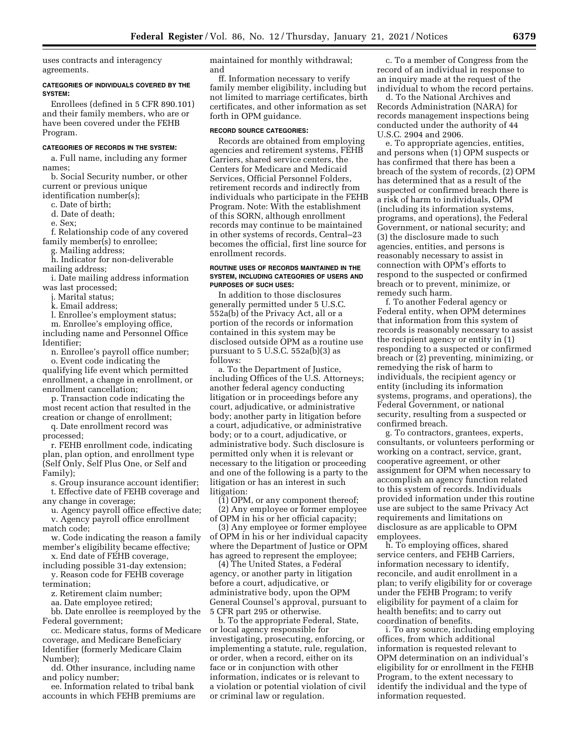uses contracts and interagency agreements.

**CATEGORIES OF INDIVIDUALS COVERED BY THE SYSTEM:**

Enrollees (defined in 5 CFR 890.101) and their family members, who are or have been covered under the FEHB Program.

**CATEGORIES OF RECORDS IN THE SYSTEM:**

a. Full name, including any former names;

b. Social Security number, or other current or previous unique identification number(s);

c. Date of birth;

d. Date of death;

e. Sex;

f. Relationship code of any covered family member(s) to enrollee;

g. Mailing address;

h. Indicator for non-deliverable mailing address;

i. Date mailing address information was last processed;

j. Marital status;

k. Email address;

l. Enrollee's employment status;

m. Enrollee's employing office, including name and Personnel Office Identifier;

n. Enrollee's payroll office number;

o. Event code indicating the qualifying life event which permitted enrollment, a change in enrollment, or enrollment cancellation;

p. Transaction code indicating the most recent action that resulted in the creation or change of enrollment;

q. Date enrollment record was processed;

r. FEHB enrollment code, indicating plan, plan option, and enrollment type (Self Only, Self Plus One, or Self and Family);

s. Group insurance account identifier;

t. Effective date of FEHB coverage and any change in coverage;

u. Agency payroll office effective date;

v. Agency payroll office enrollment match code;

w. Code indicating the reason a family member's eligibility became effective;

x. End date of FEHB coverage, including possible 31-day extension;

y. Reason code for FEHB coverage termination;

z. Retirement claim number;

aa. Date employee retired;

bb. Date enrollee is reemployed by the Federal government;

cc. Medicare status, forms of Medicare coverage, and Medicare Beneficiary Identifier (formerly Medicare Claim Number);

dd. Other insurance, including name and policy number;

ee. Information related to tribal bank accounts in which FEHB premiums are maintained for monthly withdrawal; and

ff. Information necessary to verify family member eligibility, including but not limited to marriage certificates, birth certificates, and other information as set forth in OPM guidance.

**RECORD SOURCE CATEGORIES:**

Records are obtained from employing agencies and retirement systems, FEHB Carriers, shared service centers, the Centers for Medicare and Medicaid Services, Official Personnel Folders, retirement records and indirectly from individuals who participate in the FEHB Program. Note: With the establishment of this SORN, although enrollment records may continue to be maintained in other systems of records, Central–23 becomes the official, first line source for enrollment records.

**ROUTINE USES OF RECORDS MAINTAINED IN THE SYSTEM, INCLUDING CATEGORIES OF USERS AND PURPOSES OF SUCH USES:**

In addition to those disclosures generally permitted under 5 U.S.C. 552a(b) of the Privacy Act, all or a portion of the records or information contained in this system may be disclosed outside OPM as a routine use pursuant to 5 U.S.C. 552a(b)(3) as follows:

a. To the Department of Justice, including Offices of the U.S. Attorneys; another federal agency conducting litigation or in proceedings before any court, adjudicative, or administrative body; another party in litigation before a court, adjudicative, or administrative body; or to a court, adjudicative, or administrative body. Such disclosure is permitted only when it is relevant or necessary to the litigation or proceeding and one of the following is a party to the litigation or has an interest in such litigation:

(1) OPM, or any component thereof;

(2) Any employee or former employee of OPM in his or her official capacity;

(3) Any employee or former employee of OPM in his or her individual capacity where the Department of Justice or OPM has agreed to represent the employee;

(4) The United States, a Federal agency, or another party in litigation before a court, adjudicative, or administrative body, upon the OPM General Counsel's approval, pursuant to 5 CFR part 295 or otherwise.

b. To the appropriate Federal, State, or local agency responsible for investigating, prosecuting, enforcing, or implementing a statute, rule, regulation, or order, when a record, either on its face or in conjunction with other information, indicates or is relevant to a violation or potential violation of civil or criminal law or regulation.

c. To a member of Congress from the record of an individual in response to an inquiry made at the request of the individual to whom the record pertains.

d. To the National Archives and Records Administration (NARA) for records management inspections being conducted under the authority of 44 U.S.C. 2904 and 2906.

e. To appropriate agencies, entities, and persons when (1) OPM suspects or has confirmed that there has been a breach of the system of records, (2) OPM has determined that as a result of the suspected or confirmed breach there is a risk of harm to individuals, OPM (including its information systems, programs, and operations), the Federal Government, or national security; and (3) the disclosure made to such agencies, entities, and persons is reasonably necessary to assist in connection with OPM's efforts to respond to the suspected or confirmed breach or to prevent, minimize, or remedy such harm.

f. To another Federal agency or Federal entity, when OPM determines that information from this system of records is reasonably necessary to assist the recipient agency or entity in (1) responding to a suspected or confirmed breach or (2) preventing, minimizing, or remedying the risk of harm to individuals, the recipient agency or entity (including its information systems, programs, and operations), the Federal Government, or national security, resulting from a suspected or confirmed breach.

g. To contractors, grantees, experts, consultants, or volunteers performing or working on a contract, service, grant, cooperative agreement, or other assignment for OPM when necessary to accomplish an agency function related to this system of records. Individuals provided information under this routine use are subject to the same Privacy Act requirements and limitations on disclosure as are applicable to OPM employees.

h. To employing offices, shared service centers, and FEHB Carriers, information necessary to identify, reconcile, and audit enrollment in a plan; to verify eligibility for or coverage under the FEHB Program; to verify eligibility for payment of a claim for health benefits; and to carry out coordination of benefits.

i. To any source, including employing offices, from which additional information is requested relevant to OPM determination on an individual's eligibility for or enrollment in the FEHB Program, to the extent necessary to identify the individual and the type of information requested.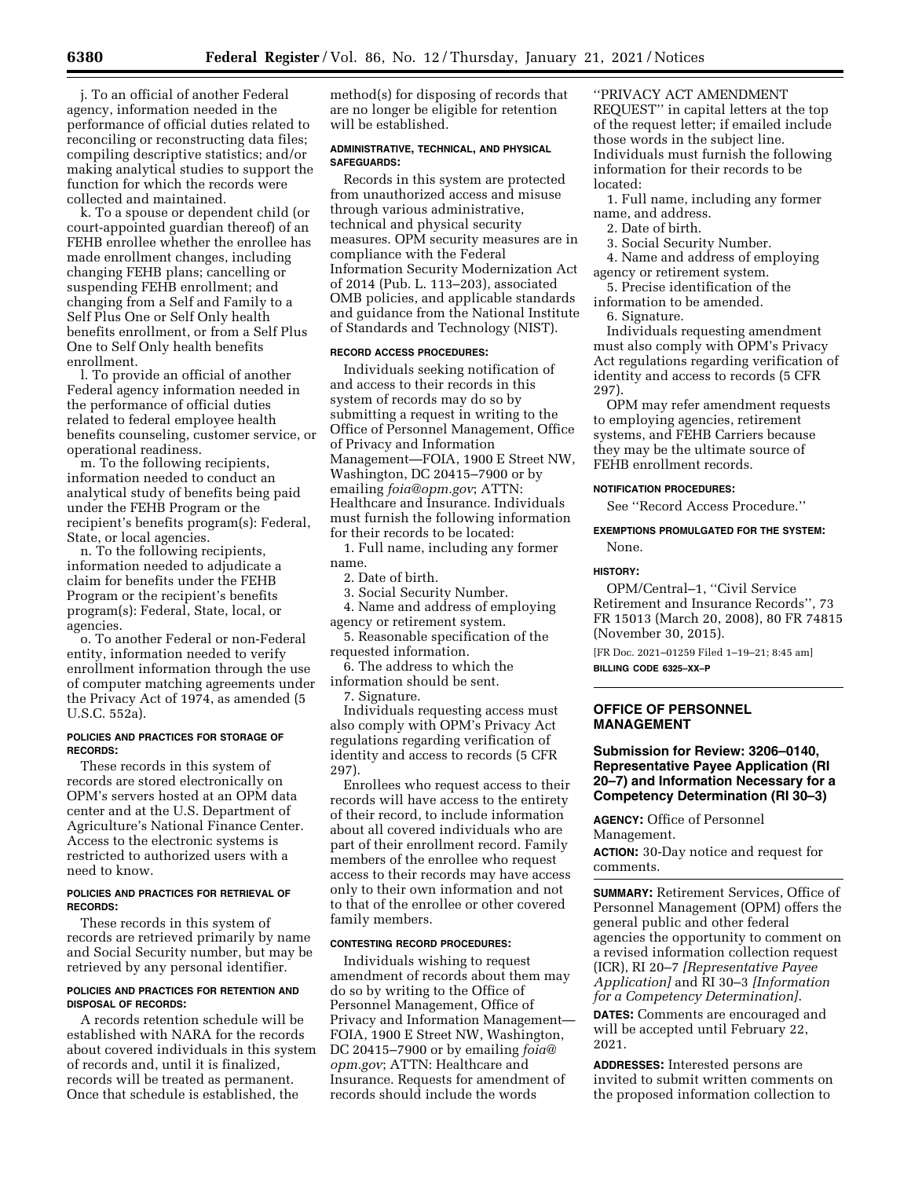j. To an official of another Federal agency, information needed in the performance of official duties related to reconciling or reconstructing data files; compiling descriptive statistics; and/or making analytical studies to support the function for which the records were collected and maintained.

k. To a spouse or dependent child (or court-appointed guardian thereof) of an FEHB enrollee whether the enrollee has made enrollment changes, including changing FEHB plans; cancelling or suspending FEHB enrollment; and changing from a Self and Family to a Self Plus One or Self Only health benefits enrollment, or from a Self Plus One to Self Only health benefits enrollment.

l. To provide an official of another Federal agency information needed in the performance of official duties related to federal employee health benefits counseling, customer service, or operational readiness.

m. To the following recipients, information needed to conduct an analytical study of benefits being paid under the FEHB Program or the recipient's benefits program(s): Federal, State, or local agencies.

n. To the following recipients, information needed to adjudicate a claim for benefits under the FEHB Program or the recipient's benefits program(s): Federal, State, local, or agencies.

o. To another Federal or non-Federal entity, information needed to verify enrollment information through the use of computer matching agreements under the Privacy Act of 1974, as amended (5 U.S.C. 552a).

#### POLICIES AND PRACTICES FOR STORAGE OF RECORDS:

These records in this system of records are stored electronically on OPM's servers hosted at an OPM data center and at the U.S. Department of Agriculture's National Finance Center. Access to the electronic systems is restricted to authorized users with a need to know.

#### POLICIES AND PRACTICES FOR RETRIEVAL OF RECORDS:

These records in this system of records are retrieved primarily by name and Social Security number, but may be retrieved by any personal identifier.

#### POLICIES AND PRACTICES FOR RETENTION AND DISPOSAL OF RECORDS:

A records retention schedule will be established with NARA for the records about covered individuals in this system of records and, until it is finalized, records will be treated as permanent. Once that schedule is established, the method(s) for disposing of records that are no longer be eligible for retention will be established.

#### ADMINISTRATIVE, TECHNICAL, AND PHYSICAL SAFEGUARDS:

Records in this system are protected from unauthorized access and misuse through various administrative, technical and physical security measures. OPM security measures are in compliance with the Federal Information Security Modernization Act of 2014 (Pub. L. 113–203), associated OMB policies, and applicable standards and guidance from the National Institute of Standards and Technology (NIST).

#### RECORD ACCESS PROCEDURES:

Individuals seeking notification of and access to their records in this system of records may do so by submitting a request in writing to the Office of Personnel Management, Office of Privacy and Information Management—FOIA, 1900 E Street NW, Washington, DC 20415–7900 or by emailing *foia@opm.gov*; ATTN: Healthcare and Insurance. Individuals must furnish the following information for their records to be located:

1. Full name, including any former name.
2. Date of birth.
3. Social Security Number.
4. Name and address of employing agency or retirement system.
5. Reasonable specification of the requested information.
6. The address to which the information should be sent.
7. Signature.

Individuals requesting access must also comply with OPM's Privacy Act regulations regarding verification of identity and access to records (5 CFR 297).

Enrollees who request access to their records will have access to the entirety of their record, to include information about all covered individuals who are part of their enrollment record. Family members of the enrollee who request access to their records may have access only to their own information and not to that of the enrollee or other covered family members.

#### CONTESTING RECORD PROCEDURES:

Individuals wishing to request amendment of records about them may do so by writing to the Office of Personnel Management, Office of Privacy and Information Management—FOIA, 1900 E Street NW, Washington, DC 20415–7900 or by emailing *foia@opm.gov*; ATTN: Healthcare and Insurance. Requests for amendment of records should include the words "PRIVACY ACT AMENDMENT REQUEST" in capital letters at the top of the request letter; if emailed include those words in the subject line. Individuals must furnish the following information for their records to be located:

1. Full name, including any former name, and address.
2. Date of birth.
3. Social Security Number.
4. Name and address of employing agency or retirement system.
5. Precise identification of the information to be amended.
6. Signature.

Individuals requesting amendment must also comply with OPM's Privacy Act regulations regarding verification of identity and access to records (5 CFR 297).

OPM may refer amendment requests to employing agencies, retirement systems, and FEHB Carriers because they may be the ultimate source of FEHB enrollment records.

#### NOTIFICATION PROCEDURES:

See "Record Access Procedure."

#### EXEMPTIONS PROMULGATED FOR THE SYSTEM:

None.

#### HISTORY:

OPM/Central–1, "Civil Service Retirement and Insurance Records", 73 FR 15013 (March 20, 2008), 80 FR 74815 (November 30, 2015).

[FR Doc. 2021–01259 Filed 1–19–21; 8:45 am]

**BILLING CODE 6325–XX–P**

---

## OFFICE OF PERSONNEL MANAGEMENT

### Submission for Review: 3206–0140, Representative Payee Application (RI 20–7) and Information Necessary for a Competency Determination (RI 30–3)

**AGENCY:** Office of Personnel Management.

**ACTION:** 30-Day notice and request for comments.

**SUMMARY:** Retirement Services, Office of Personnel Management (OPM) offers the general public and other federal agencies the opportunity to comment on a revised information collection request (ICR), RI 20–7 *[Representative Payee Application]* and RI 30–3 *[Information for a Competency Determination]*.

**DATES:** Comments are encouraged and will be accepted until February 22, 2021.

**ADDRESSES:** Interested persons are invited to submit written comments on the proposed information collection to